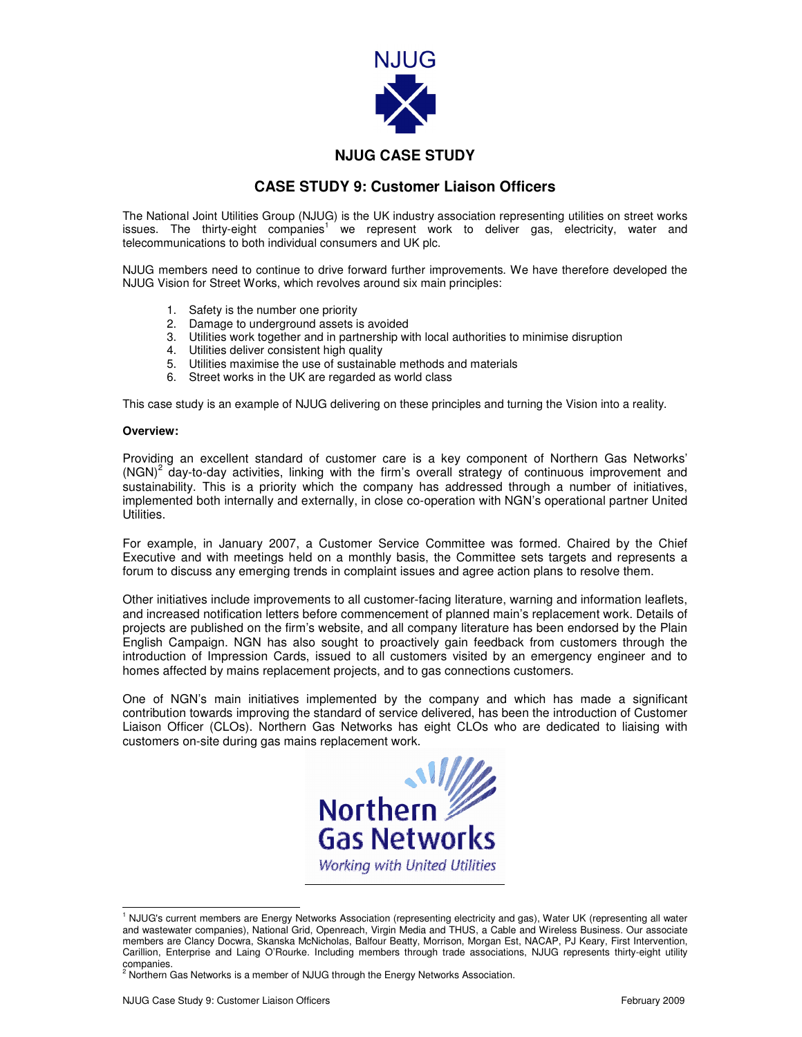NJUG

**NJUG CASE STUDY**

## CASE STUDY 9: Customer Liaison Officers

The National Joint Utilities Group (NJUG) is the UK industry association representing utilities on street works issues. The thirty-eight companies[1] we represent work to deliver gas, electricity, water and telecommunications to both individual consumers and UK plc.

NJUG members need to continue to drive forward further improvements. We have therefore developed the NJUG Vision for Street Works, which revolves around six main principles:

1. Safety is the number one priority
2. Damage to underground assets is avoided
3. Utilities work together and in partnership with local authorities to minimise disruption
4. Utilities deliver consistent high quality
5. Utilities maximise the use of sustainable methods and materials
6. Street works in the UK are regarded as world class

This case study is an example of NJUG delivering on these principles and turning the Vision into a reality.

**Overview:**

Providing an excellent standard of customer care is a key component of Northern Gas Networks' (NGN)[2] day-to-day activities, linking with the firm's overall strategy of continuous improvement and sustainability. This is a priority which the company has addressed through a number of initiatives, implemented both internally and externally, in close co-operation with NGN's operational partner United Utilities.

For example, in January 2007, a Customer Service Committee was formed. Chaired by the Chief Executive and with meetings held on a monthly basis, the Committee sets targets and represents a forum to discuss any emerging trends in complaint issues and agree action plans to resolve them.

Other initiatives include improvements to all customer-facing literature, warning and information leaflets, and increased notification letters before commencement of planned main's replacement work. Details of projects are published on the firm's website, and all company literature has been endorsed by the Plain English Campaign. NGN has also sought to proactively gain feedback from customers through the introduction of Impression Cards, issued to all customers visited by an emergency engineer and to homes affected by mains replacement projects, and to gas connections customers.

One of NGN's main initiatives implemented by the company and which has made a significant contribution towards improving the standard of service delivered, has been the introduction of Customer Liaison Officer (CLOs). Northern Gas Networks has eight CLOs who are dedicated to liaising with customers on-site during gas mains replacement work.

Northern Gas Networks
*Working with United Utilities*

---

[1] NJUG's current members are Energy Networks Association (representing electricity and gas), Water UK (representing all water and wastewater companies), National Grid, Openreach, Virgin Media and THUS, a Cable and Wireless Business. Our associate members are Clancy Docwra, Skanska McNicholas, Balfour Beatty, Morrison, Morgan Est, NACAP, PJ Keary, First Intervention, Carillion, Enterprise and Laing O'Rourke. Including members through trade associations, NJUG represents thirty-eight utility companies.

[2] Northern Gas Networks is a member of NJUG through the Energy Networks Association.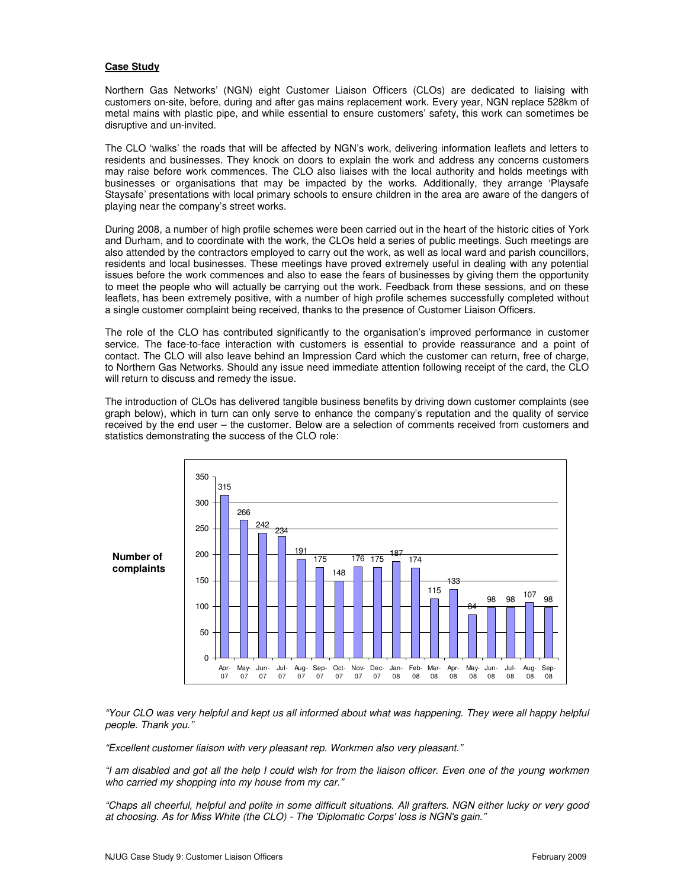**Case Study**

Northern Gas Networks' (NGN) eight Customer Liaison Officers (CLOs) are dedicated to liaising with customers on-site, before, during and after gas mains replacement work. Every year, NGN replace 528km of metal mains with plastic pipe, and while essential to ensure customers' safety, this work can sometimes be disruptive and un-invited.

The CLO 'walks' the roads that will be affected by NGN's work, delivering information leaflets and letters to residents and businesses. They knock on doors to explain the work and address any concerns customers may raise before work commences. The CLO also liaises with the local authority and holds meetings with businesses or organisations that may be impacted by the works. Additionally, they arrange 'Playsafe Staysafe' presentations with local primary schools to ensure children in the area are aware of the dangers of playing near the company's street works.

During 2008, a number of high profile schemes were been carried out in the heart of the historic cities of York and Durham, and to coordinate with the work, the CLOs held a series of public meetings. Such meetings are also attended by the contractors employed to carry out the work, as well as local ward and parish councillors, residents and local businesses. These meetings have proved extremely useful in dealing with any potential issues before the work commences and also to ease the fears of businesses by giving them the opportunity to meet the people who will actually be carrying out the work. Feedback from these sessions, and on these leaflets, has been extremely positive, with a number of high profile schemes successfully completed without a single customer complaint being received, thanks to the presence of Customer Liaison Officers.

The role of the CLO has contributed significantly to the organisation's improved performance in customer service. The face-to-face interaction with customers is essential to provide reassurance and a point of contact. The CLO will also leave behind an Impression Card which the customer can return, free of charge, to Northern Gas Networks. Should any issue need immediate attention following receipt of the card, the CLO will return to discuss and remedy the issue.

The introduction of CLOs has delivered tangible business benefits by driving down customer complaints (see graph below), which in turn can only serve to enhance the company's reputation and the quality of service received by the end user – the customer. Below are a selection of comments received from customers and statistics demonstrating the success of the CLO role:

Number of complaints

0 50 100 150 200 250 300 350

315 266 242 234 191 175 148 176 175 187 174 115 133 84 98 98 107 98

Apr-07 May-07 Jun-07 Jul-07 Aug-07 Sep-07 Oct-07 Nov-07 Dec-07 Jan-08 Feb-08 Mar-08 Apr-08 May-08 Jun-08 Jul-08 Aug-08 Sep-08

*"Your CLO was very helpful and kept us all informed about what was happening. They were all happy helpful people. Thank you."*

*"Excellent customer liaison with very pleasant rep. Workmen also very pleasant."*

*"I am disabled and got all the help I could wish for from the liaison officer. Even one of the young workmen who carried my shopping into my house from my car."*

*"Chaps all cheerful, helpful and polite in some difficult situations. All grafters. NGN either lucky or very good at choosing. As for Miss White (the CLO) - The 'Diplomatic Corps' loss is NGN's gain."*